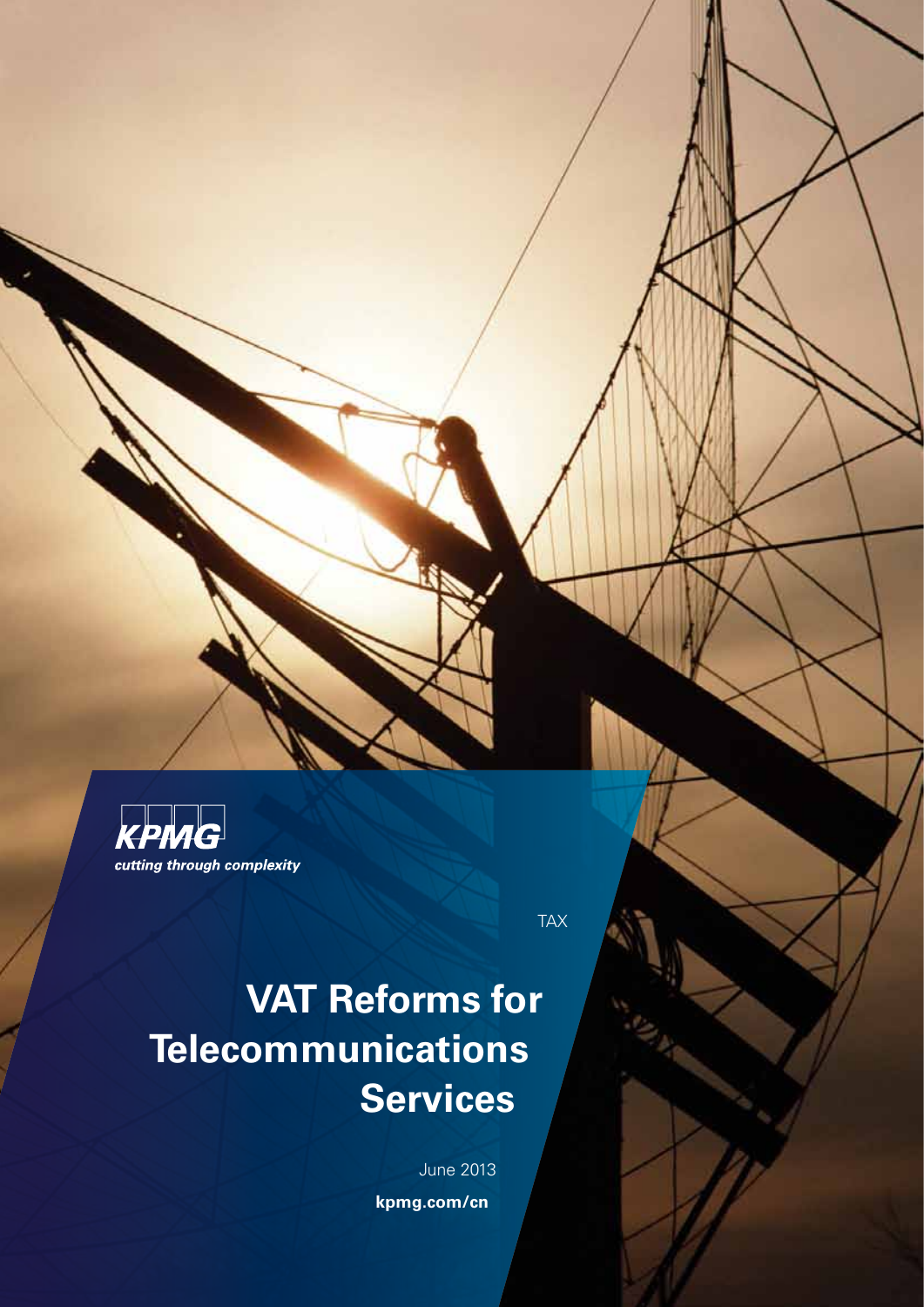KPMG

*cutting through complexity*

TAX

# VAT Reforms for Telecommunications Services

June 2013

**kpmg.com/cn**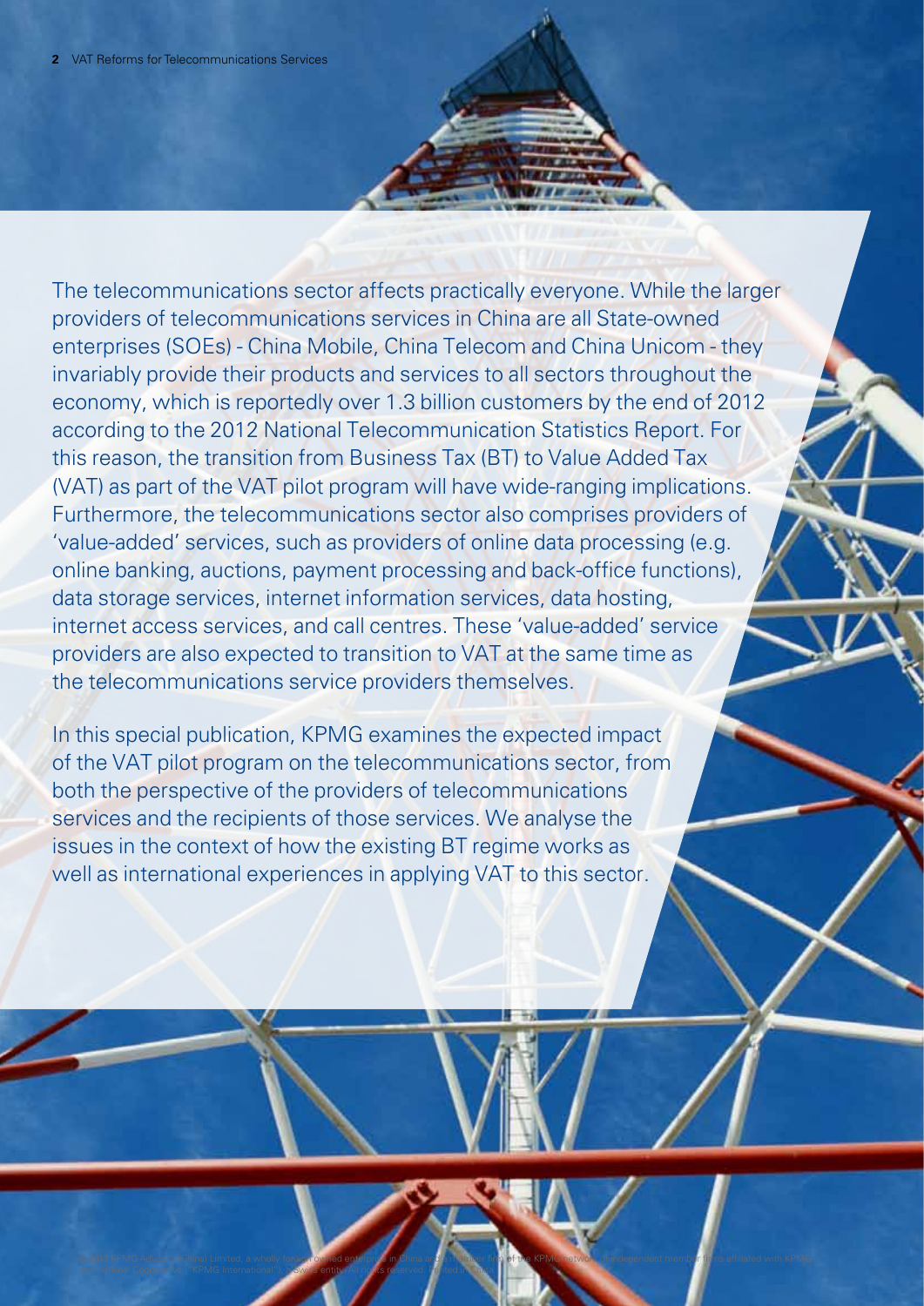The telecommunications sector affects practically everyone. While the larger providers of telecommunications services in China are all State-owned enterprises (SOEs) - China Mobile, China Telecom and China Unicom - they invariably provide their products and services to all sectors throughout the economy, which is reportedly over 1.3 billion customers by the end of 2012 according to the 2012 National Telecommunication Statistics Report. For this reason, the transition from Business Tax (BT) to Value Added Tax (VAT) as part of the VAT pilot program will have wide-ranging implications. Furthermore, the telecommunications sector also comprises providers of 'value-added' services, such as providers of online data processing (e.g. online banking, auctions, payment processing and back-office functions), data storage services, internet information services, data hosting, internet access services, and call centres. These 'value-added' service providers are also expected to transition to VAT at the same time as the telecommunications service providers themselves.

In this special publication, KPMG examines the expected impact of the VAT pilot program on the telecommunications sector, from both the perspective of the providers of telecommunications services and the recipients of those services. We analyse the issues in the context of how the existing BT regime works as well as international experiences in applying VAT to this sector.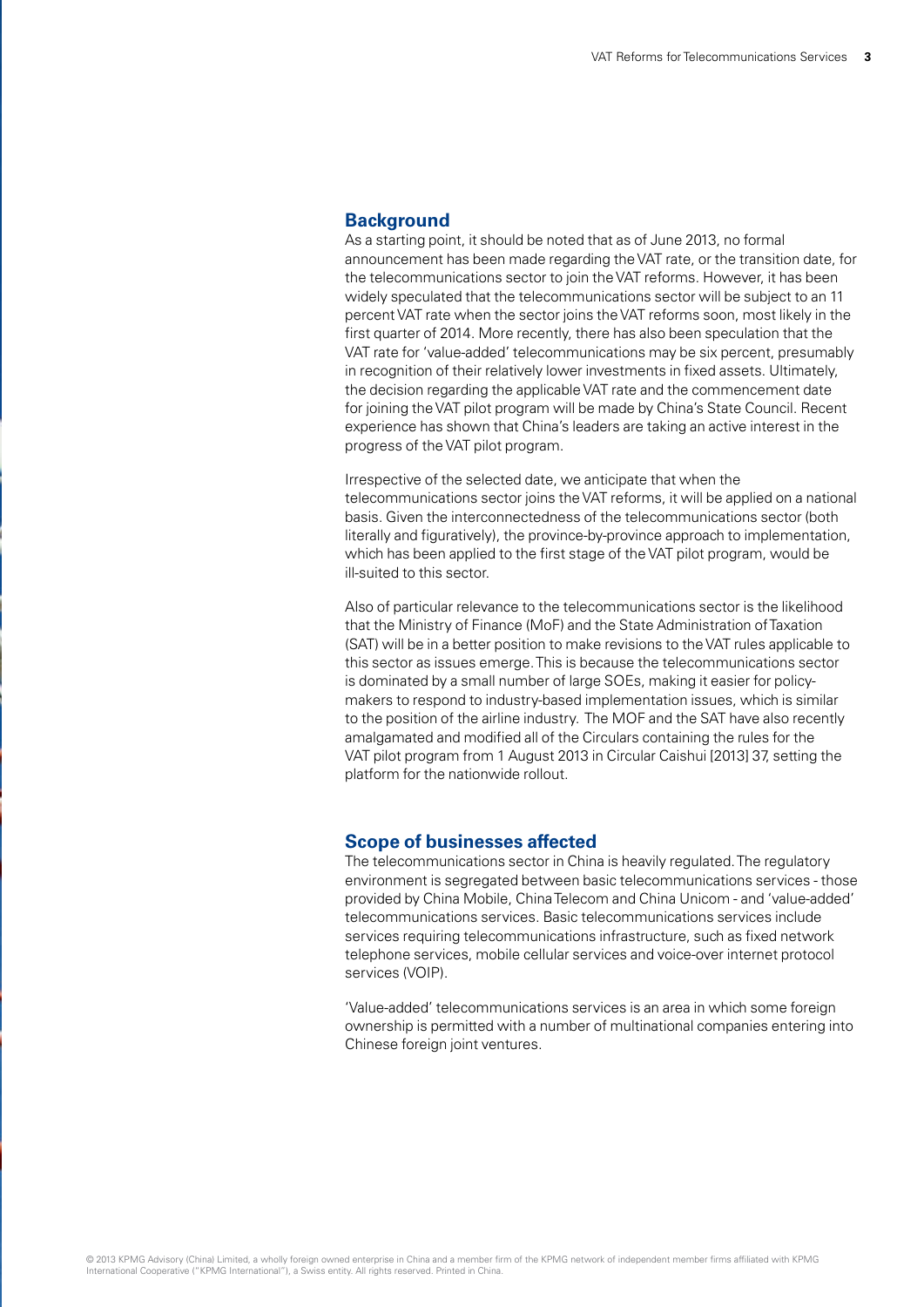## Background

As a starting point, it should be noted that as of June 2013, no formal announcement has been made regarding the VAT rate, or the transition date, for the telecommunications sector to join the VAT reforms. However, it has been widely speculated that the telecommunications sector will be subject to an 11 percent VAT rate when the sector joins the VAT reforms soon, most likely in the first quarter of 2014. More recently, there has also been speculation that the VAT rate for 'value-added' telecommunications may be six percent, presumably in recognition of their relatively lower investments in fixed assets. Ultimately, the decision regarding the applicable VAT rate and the commencement date for joining the VAT pilot program will be made by China's State Council. Recent experience has shown that China's leaders are taking an active interest in the progress of the VAT pilot program.

Irrespective of the selected date, we anticipate that when the telecommunications sector joins the VAT reforms, it will be applied on a national basis. Given the interconnectedness of the telecommunications sector (both literally and figuratively), the province-by-province approach to implementation, which has been applied to the first stage of the VAT pilot program, would be ill-suited to this sector.

Also of particular relevance to the telecommunications sector is the likelihood that the Ministry of Finance (MoF) and the State Administration of Taxation (SAT) will be in a better position to make revisions to the VAT rules applicable to this sector as issues emerge. This is because the telecommunications sector is dominated by a small number of large SOEs, making it easier for policy-makers to respond to industry-based implementation issues, which is similar to the position of the airline industry. The MOF and the SAT have also recently amalgamated and modified all of the Circulars containing the rules for the VAT pilot program from 1 August 2013 in Circular Caishui [2013] 37, setting the platform for the nationwide rollout.

## Scope of businesses affected

The telecommunications sector in China is heavily regulated. The regulatory environment is segregated between basic telecommunications services - those provided by China Mobile, China Telecom and China Unicom - and 'value-added' telecommunications services. Basic telecommunications services include services requiring telecommunications infrastructure, such as fixed network telephone services, mobile cellular services and voice-over internet protocol services (VOIP).

'Value-added' telecommunications services is an area in which some foreign ownership is permitted with a number of multinational companies entering into Chinese foreign joint ventures.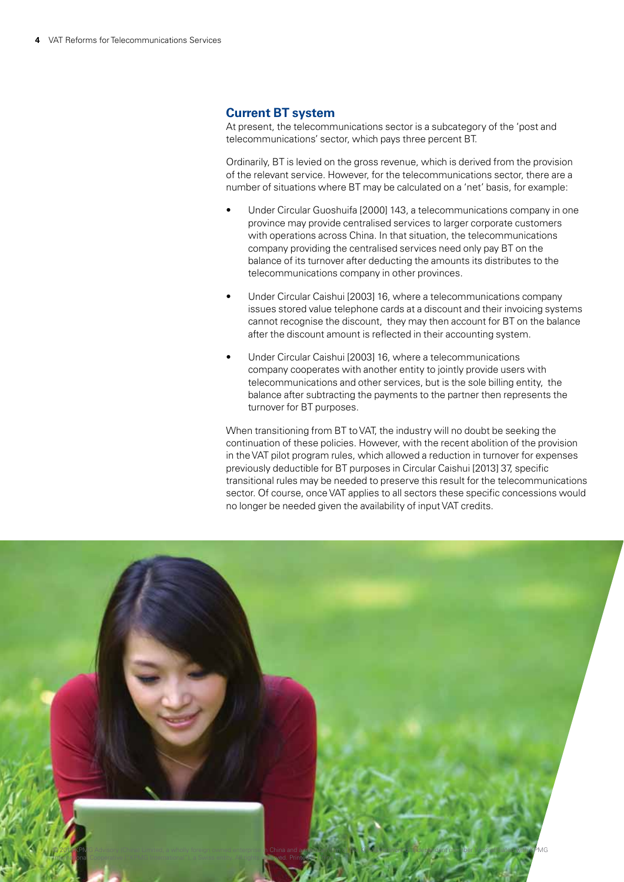## Current BT system

At present, the telecommunications sector is a subcategory of the 'post and telecommunications' sector, which pays three percent BT.

Ordinarily, BT is levied on the gross revenue, which is derived from the provision of the relevant service. However, for the telecommunications sector, there are a number of situations where BT may be calculated on a 'net' basis, for example:

- Under Circular Guoshuifa [2000] 143, a telecommunications company in one province may provide centralised services to larger corporate customers with operations across China. In that situation, the telecommunications company providing the centralised services need only pay BT on the balance of its turnover after deducting the amounts its distributes to the telecommunications company in other provinces.
- Under Circular Caishui [2003] 16, where a telecommunications company issues stored value telephone cards at a discount and their invoicing systems cannot recognise the discount, they may then account for BT on the balance after the discount amount is reflected in their accounting system.
- Under Circular Caishui [2003] 16, where a telecommunications company cooperates with another entity to jointly provide users with telecommunications and other services, but is the sole billing entity, the balance after subtracting the payments to the partner then represents the turnover for BT purposes.

When transitioning from BT to VAT, the industry will no doubt be seeking the continuation of these policies. However, with the recent abolition of the provision in the VAT pilot program rules, which allowed a reduction in turnover for expenses previously deductible for BT purposes in Circular Caishui [2013] 37, specific transitional rules may be needed to preserve this result for the telecommunications sector. Of course, once VAT applies to all sectors these specific concessions would no longer be needed given the availability of input VAT credits.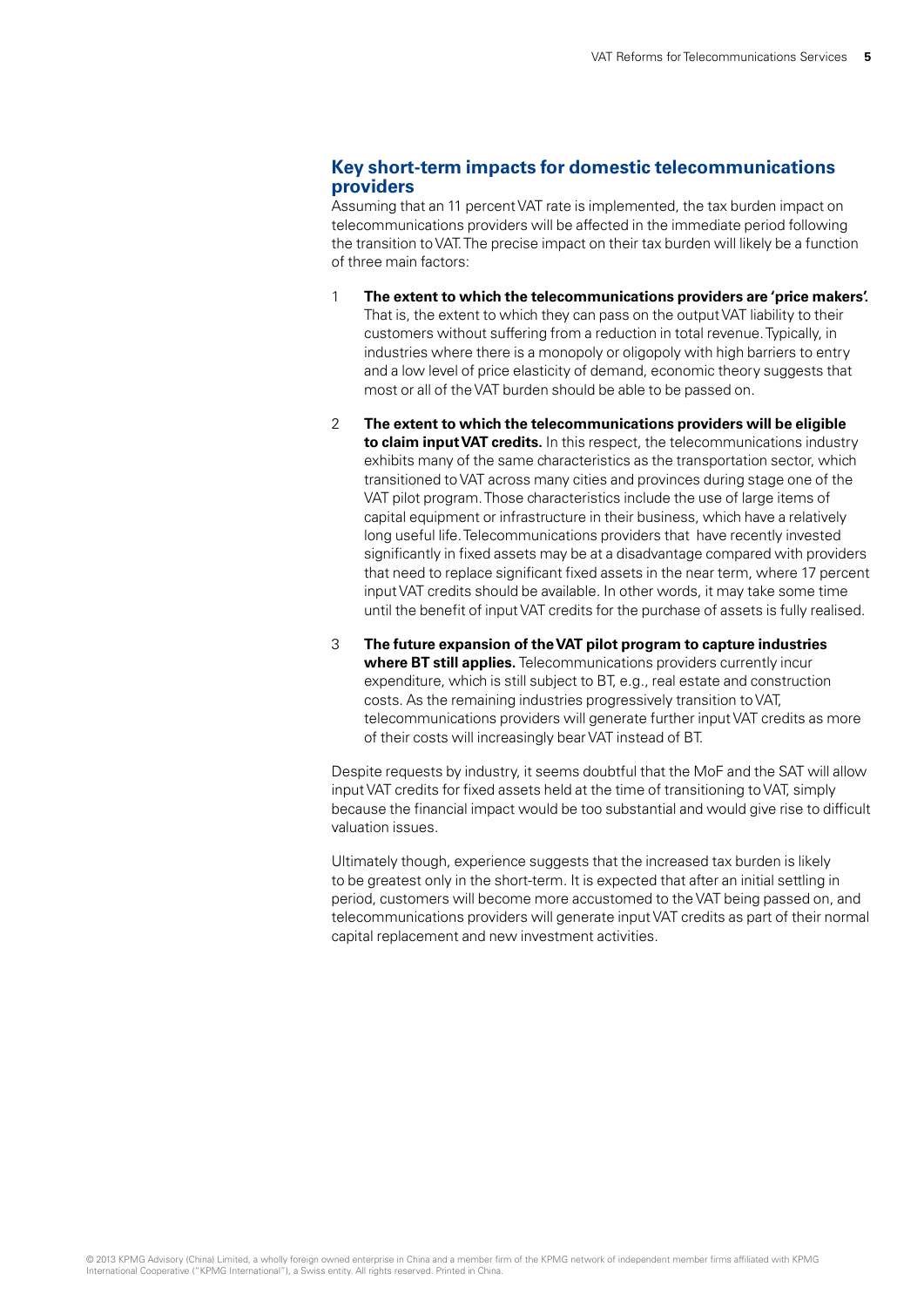## Key short-term impacts for domestic telecommunications providers

Assuming that an 11 percent VAT rate is implemented, the tax burden impact on telecommunications providers will be affected in the immediate period following the transition to VAT. The precise impact on their tax burden will likely be a function of three main factors:

1. **The extent to which the telecommunications providers are 'price makers'.** That is, the extent to which they can pass on the output VAT liability to their customers without suffering from a reduction in total revenue. Typically, in industries where there is a monopoly or oligopoly with high barriers to entry and a low level of price elasticity of demand, economic theory suggests that most or all of the VAT burden should be able to be passed on.

2. **The extent to which the telecommunications providers will be eligible to claim input VAT credits.** In this respect, the telecommunications industry exhibits many of the same characteristics as the transportation sector, which transitioned to VAT across many cities and provinces during stage one of the VAT pilot program. Those characteristics include the use of large items of capital equipment or infrastructure in their business, which have a relatively long useful life. Telecommunications providers that have recently invested significantly in fixed assets may be at a disadvantage compared with providers that need to replace significant fixed assets in the near term, where 17 percent input VAT credits should be available. In other words, it may take some time until the benefit of input VAT credits for the purchase of assets is fully realised.

3. **The future expansion of the VAT pilot program to capture industries where BT still applies.** Telecommunications providers currently incur expenditure, which is still subject to BT, e.g., real estate and construction costs. As the remaining industries progressively transition to VAT, telecommunications providers will generate further input VAT credits as more of their costs will increasingly bear VAT instead of BT.

Despite requests by industry, it seems doubtful that the MoF and the SAT will allow input VAT credits for fixed assets held at the time of transitioning to VAT, simply because the financial impact would be too substantial and would give rise to difficult valuation issues.

Ultimately though, experience suggests that the increased tax burden is likely to be greatest only in the short-term. It is expected that after an initial settling in period, customers will become more accustomed to the VAT being passed on, and telecommunications providers will generate input VAT credits as part of their normal capital replacement and new investment activities.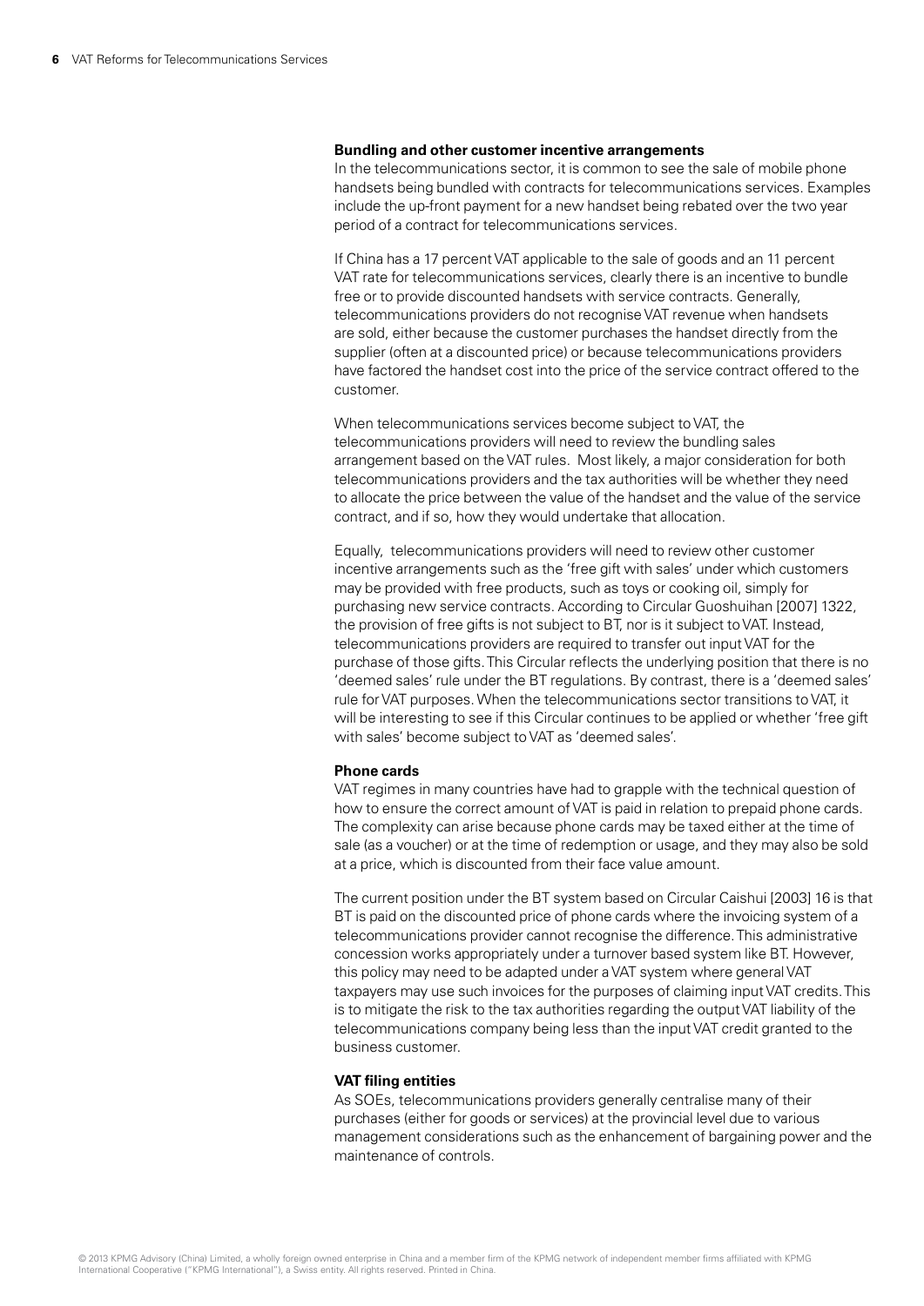**Bundling and other customer incentive arrangements**

In the telecommunications sector, it is common to see the sale of mobile phone handsets being bundled with contracts for telecommunications services. Examples include the up-front payment for a new handset being rebated over the two year period of a contract for telecommunications services.

If China has a 17 percent VAT applicable to the sale of goods and an 11 percent VAT rate for telecommunications services, clearly there is an incentive to bundle free or to provide discounted handsets with service contracts. Generally, telecommunications providers do not recognise VAT revenue when handsets are sold, either because the customer purchases the handset directly from the supplier (often at a discounted price) or because telecommunications providers have factored the handset cost into the price of the service contract offered to the customer.

When telecommunications services become subject to VAT, the telecommunications providers will need to review the bundling sales arrangement based on the VAT rules. Most likely, a major consideration for both telecommunications providers and the tax authorities will be whether they need to allocate the price between the value of the handset and the value of the service contract, and if so, how they would undertake that allocation.

Equally, telecommunications providers will need to review other customer incentive arrangements such as the 'free gift with sales' under which customers may be provided with free products, such as toys or cooking oil, simply for purchasing new service contracts. According to Circular Guoshuihan [2007] 1322, the provision of free gifts is not subject to BT, nor is it subject to VAT. Instead, telecommunications providers are required to transfer out input VAT for the purchase of those gifts. This Circular reflects the underlying position that there is no 'deemed sales' rule under the BT regulations. By contrast, there is a 'deemed sales' rule for VAT purposes. When the telecommunications sector transitions to VAT, it will be interesting to see if this Circular continues to be applied or whether 'free gift with sales' become subject to VAT as 'deemed sales'.

**Phone cards**

VAT regimes in many countries have had to grapple with the technical question of how to ensure the correct amount of VAT is paid in relation to prepaid phone cards. The complexity can arise because phone cards may be taxed either at the time of sale (as a voucher) or at the time of redemption or usage, and they may also be sold at a price, which is discounted from their face value amount.

The current position under the BT system based on Circular Caishui [2003] 16 is that BT is paid on the discounted price of phone cards where the invoicing system of a telecommunications provider cannot recognise the difference. This administrative concession works appropriately under a turnover based system like BT. However, this policy may need to be adapted under a VAT system where general VAT taxpayers may use such invoices for the purposes of claiming input VAT credits. This is to mitigate the risk to the tax authorities regarding the output VAT liability of the telecommunications company being less than the input VAT credit granted to the business customer.

**VAT filing entities**

As SOEs, telecommunications providers generally centralise many of their purchases (either for goods or services) at the provincial level due to various management considerations such as the enhancement of bargaining power and the maintenance of controls.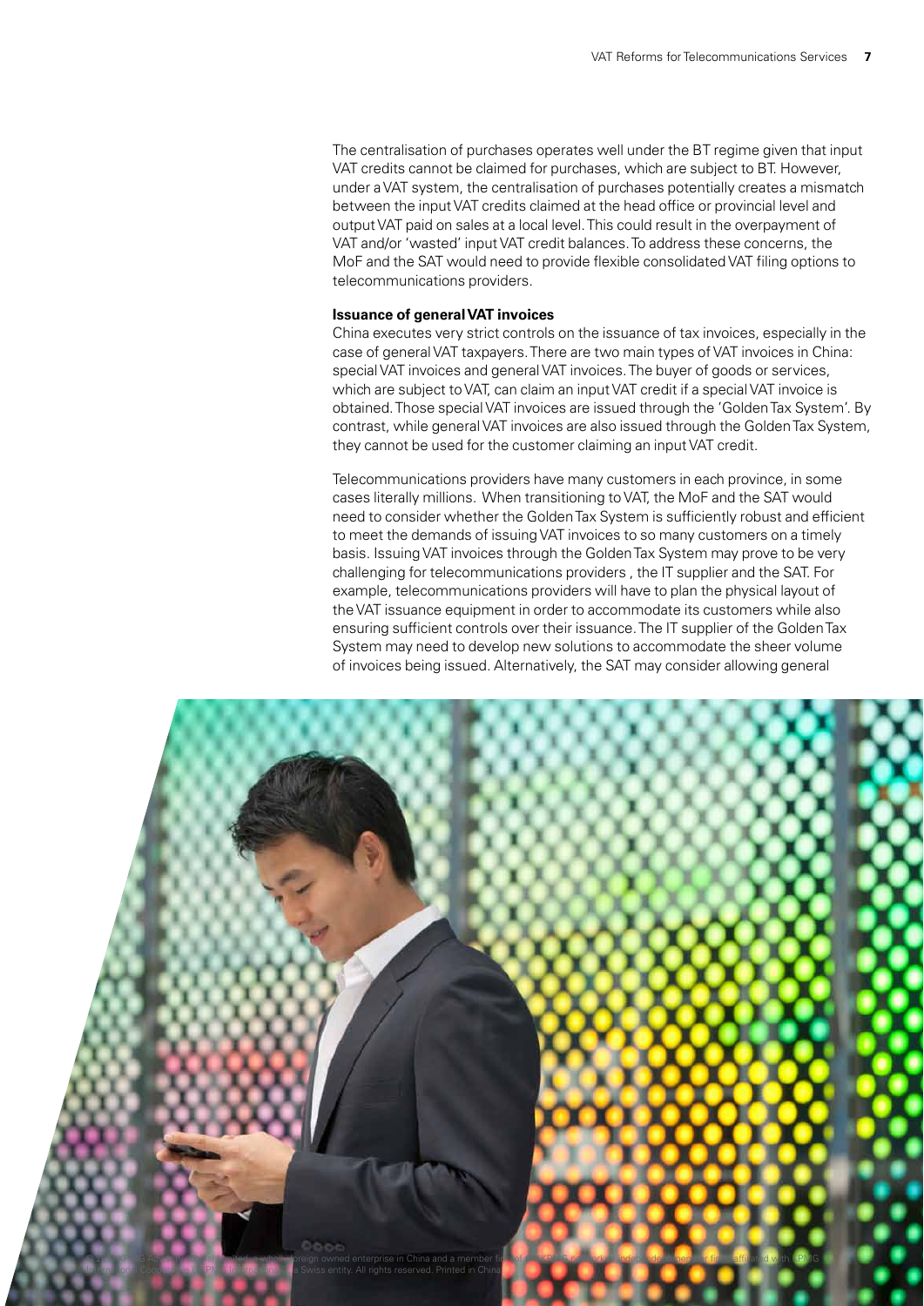The centralisation of purchases operates well under the BT regime given that input VAT credits cannot be claimed for purchases, which are subject to BT. However, under a VAT system, the centralisation of purchases potentially creates a mismatch between the input VAT credits claimed at the head office or provincial level and output VAT paid on sales at a local level. This could result in the overpayment of VAT and/or 'wasted' input VAT credit balances. To address these concerns, the MoF and the SAT would need to provide flexible consolidated VAT filing options to telecommunications providers.

**Issuance of general VAT invoices**

China executes very strict controls on the issuance of tax invoices, especially in the case of general VAT taxpayers. There are two main types of VAT invoices in China: special VAT invoices and general VAT invoices. The buyer of goods or services, which are subject to VAT, can claim an input VAT credit if a special VAT invoice is obtained. Those special VAT invoices are issued through the 'Golden Tax System'. By contrast, while general VAT invoices are also issued through the Golden Tax System, they cannot be used for the customer claiming an input VAT credit.

Telecommunications providers have many customers in each province, in some cases literally millions. When transitioning to VAT, the MoF and the SAT would need to consider whether the Golden Tax System is sufficiently robust and efficient to meet the demands of issuing VAT invoices to so many customers on a timely basis. Issuing VAT invoices through the Golden Tax System may prove to be very challenging for telecommunications providers , the IT supplier and the SAT. For example, telecommunications providers will have to plan the physical layout of the VAT issuance equipment in order to accommodate its customers while also ensuring sufficient controls over their issuance. The IT supplier of the Golden Tax System may need to develop new solutions to accommodate the sheer volume of invoices being issued. Alternatively, the SAT may consider allowing general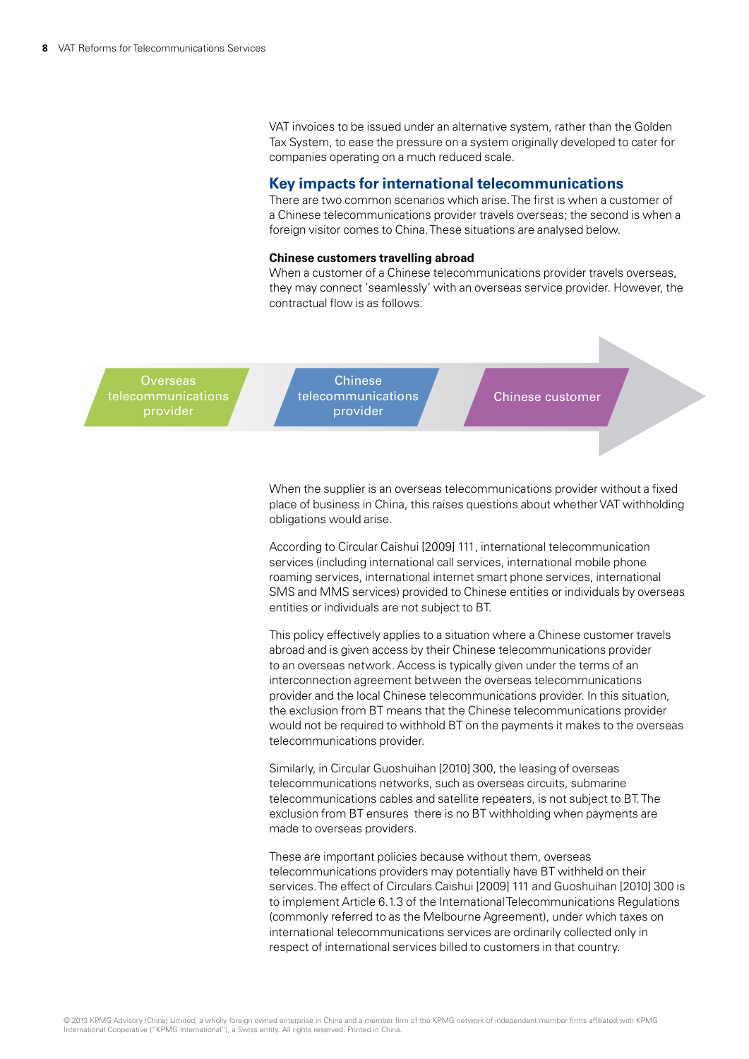VAT invoices to be issued under an alternative system, rather than the Golden Tax System, to ease the pressure on a system originally developed to cater for companies operating on a much reduced scale.

## Key impacts for international telecommunications

There are two common scenarios which arise. The first is when a customer of a Chinese telecommunications provider travels overseas; the second is when a foreign visitor comes to China. These situations are analysed below.

**Chinese customers travelling abroad**

When a customer of a Chinese telecommunications provider travels overseas, they may connect 'seamlessly' with an overseas service provider. However, the contractual flow is as follows:

Overseas telecommunications provider → Chinese telecommunications provider → Chinese customer

When the supplier is an overseas telecommunications provider without a fixed place of business in China, this raises questions about whether VAT withholding obligations would arise.

According to Circular Caishui [2009] 111, international telecommunication services (including international call services, international mobile phone roaming services, international internet smart phone services, international SMS and MMS services) provided to Chinese entities or individuals by overseas entities or individuals are not subject to BT.

This policy effectively applies to a situation where a Chinese customer travels abroad and is given access by their Chinese telecommunications provider to an overseas network. Access is typically given under the terms of an interconnection agreement between the overseas telecommunications provider and the local Chinese telecommunications provider. In this situation, the exclusion from BT means that the Chinese telecommunications provider would not be required to withhold BT on the payments it makes to the overseas telecommunications provider.

Similarly, in Circular Guoshuihan [2010] 300, the leasing of overseas telecommunications networks, such as overseas circuits, submarine telecommunications cables and satellite repeaters, is not subject to BT. The exclusion from BT ensures there is no BT withholding when payments are made to overseas providers.

These are important policies because without them, overseas telecommunications providers may potentially have BT withheld on their services. The effect of Circulars Caishui [2009] 111 and Guoshuihan [2010] 300 is to implement Article 6.1.3 of the International Telecommunications Regulations (commonly referred to as the Melbourne Agreement), under which taxes on international telecommunications services are ordinarily collected only in respect of international services billed to customers in that country.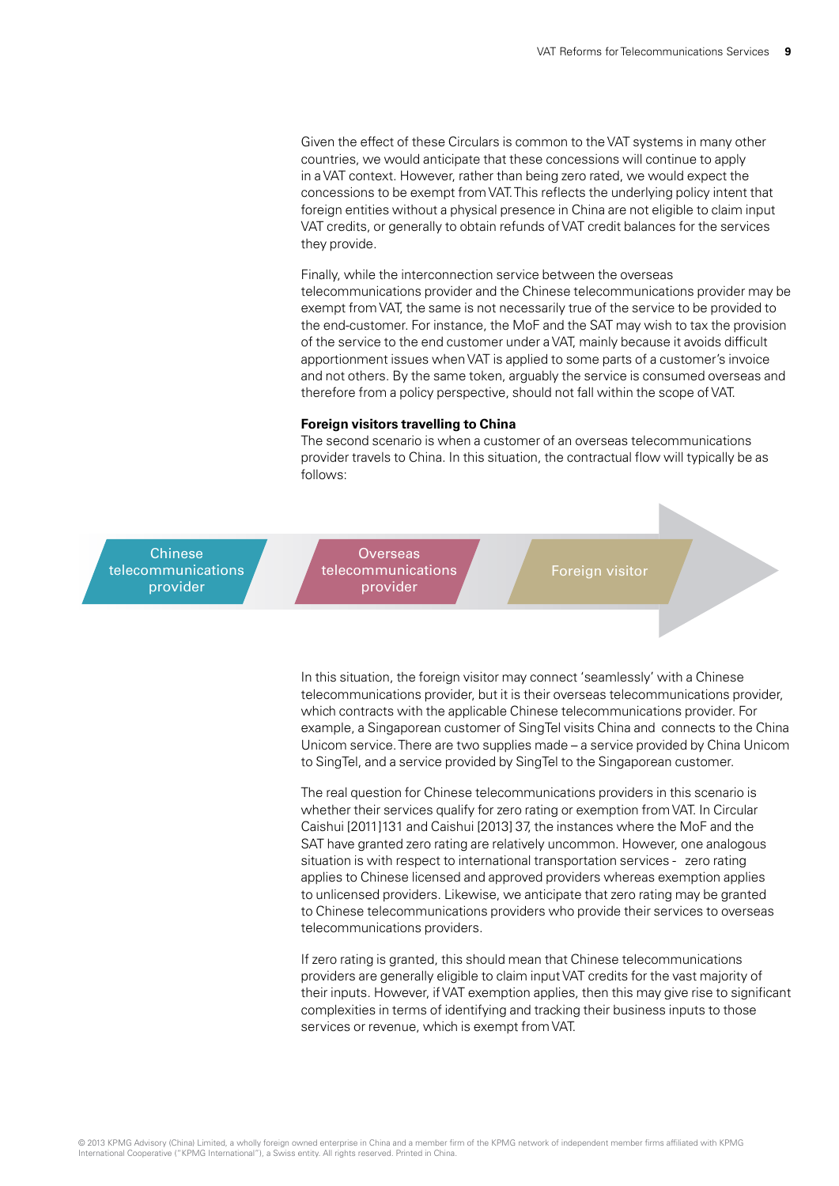Given the effect of these Circulars is common to the VAT systems in many other countries, we would anticipate that these concessions will continue to apply in a VAT context. However, rather than being zero rated, we would expect the concessions to be exempt from VAT. This reflects the underlying policy intent that foreign entities without a physical presence in China are not eligible to claim input VAT credits, or generally to obtain refunds of VAT credit balances for the services they provide.

Finally, while the interconnection service between the overseas telecommunications provider and the Chinese telecommunications provider may be exempt from VAT, the same is not necessarily true of the service to be provided to the end-customer. For instance, the MoF and the SAT may wish to tax the provision of the service to the end customer under a VAT, mainly because it avoids difficult apportionment issues when VAT is applied to some parts of a customer's invoice and not others. By the same token, arguably the service is consumed overseas and therefore from a policy perspective, should not fall within the scope of VAT.

**Foreign visitors travelling to China**

The second scenario is when a customer of an overseas telecommunications provider travels to China. In this situation, the contractual flow will typically be as follows:

Chinese telecommunications provider → Overseas telecommunications provider → Foreign visitor

In this situation, the foreign visitor may connect 'seamlessly' with a Chinese telecommunications provider, but it is their overseas telecommunications provider, which contracts with the applicable Chinese telecommunications provider. For example, a Singaporean customer of SingTel visits China and connects to the China Unicom service. There are two supplies made – a service provided by China Unicom to SingTel, and a service provided by SingTel to the Singaporean customer.

The real question for Chinese telecommunications providers in this scenario is whether their services qualify for zero rating or exemption from VAT. In Circular Caishui [2011]131 and Caishui [2013] 37, the instances where the MoF and the SAT have granted zero rating are relatively uncommon. However, one analogous situation is with respect to international transportation services - zero rating applies to Chinese licensed and approved providers whereas exemption applies to unlicensed providers. Likewise, we anticipate that zero rating may be granted to Chinese telecommunications providers who provide their services to overseas telecommunications providers.

If zero rating is granted, this should mean that Chinese telecommunications providers are generally eligible to claim input VAT credits for the vast majority of their inputs. However, if VAT exemption applies, then this may give rise to significant complexities in terms of identifying and tracking their business inputs to those services or revenue, which is exempt from VAT.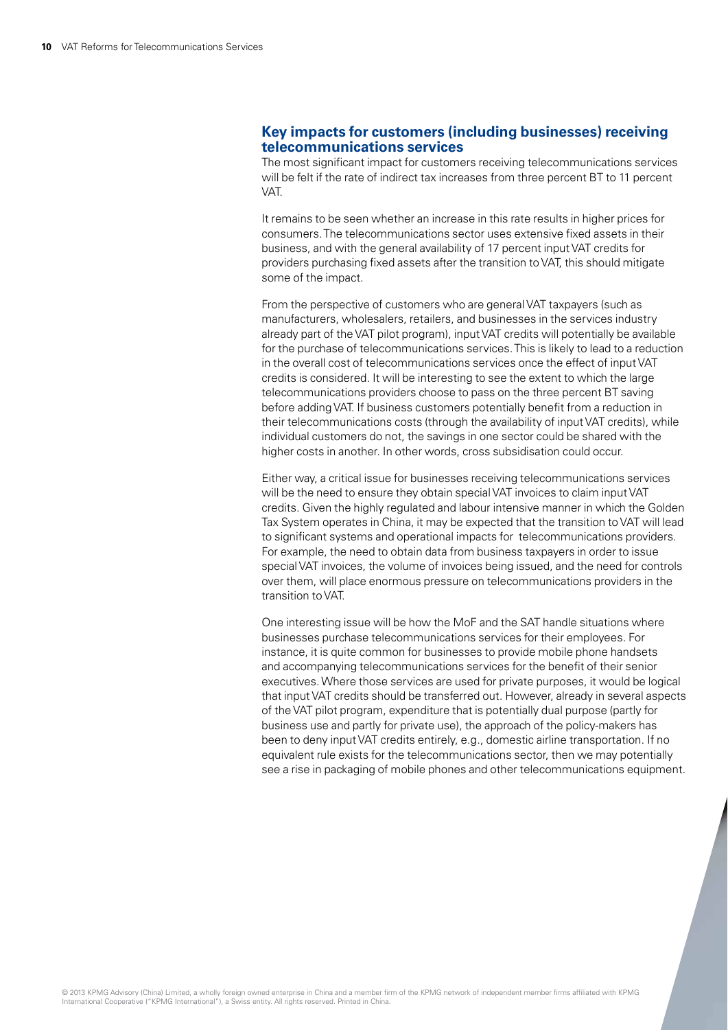## Key impacts for customers (including businesses) receiving telecommunications services

The most significant impact for customers receiving telecommunications services will be felt if the rate of indirect tax increases from three percent BT to 11 percent VAT.

It remains to be seen whether an increase in this rate results in higher prices for consumers. The telecommunications sector uses extensive fixed assets in their business, and with the general availability of 17 percent input VAT credits for providers purchasing fixed assets after the transition to VAT, this should mitigate some of the impact.

From the perspective of customers who are general VAT taxpayers (such as manufacturers, wholesalers, retailers, and businesses in the services industry already part of the VAT pilot program), input VAT credits will potentially be available for the purchase of telecommunications services. This is likely to lead to a reduction in the overall cost of telecommunications services once the effect of input VAT credits is considered. It will be interesting to see the extent to which the large telecommunications providers choose to pass on the three percent BT saving before adding VAT. If business customers potentially benefit from a reduction in their telecommunications costs (through the availability of input VAT credits), while individual customers do not, the savings in one sector could be shared with the higher costs in another. In other words, cross subsidisation could occur.

Either way, a critical issue for businesses receiving telecommunications services will be the need to ensure they obtain special VAT invoices to claim input VAT credits. Given the highly regulated and labour intensive manner in which the Golden Tax System operates in China, it may be expected that the transition to VAT will lead to significant systems and operational impacts for telecommunications providers. For example, the need to obtain data from business taxpayers in order to issue special VAT invoices, the volume of invoices being issued, and the need for controls over them, will place enormous pressure on telecommunications providers in the transition to VAT.

One interesting issue will be how the MoF and the SAT handle situations where businesses purchase telecommunications services for their employees. For instance, it is quite common for businesses to provide mobile phone handsets and accompanying telecommunications services for the benefit of their senior executives. Where those services are used for private purposes, it would be logical that input VAT credits should be transferred out. However, already in several aspects of the VAT pilot program, expenditure that is potentially dual purpose (partly for business use and partly for private use), the approach of the policy-makers has been to deny input VAT credits entirely, e.g., domestic airline transportation. If no equivalent rule exists for the telecommunications sector, then we may potentially see a rise in packaging of mobile phones and other telecommunications equipment.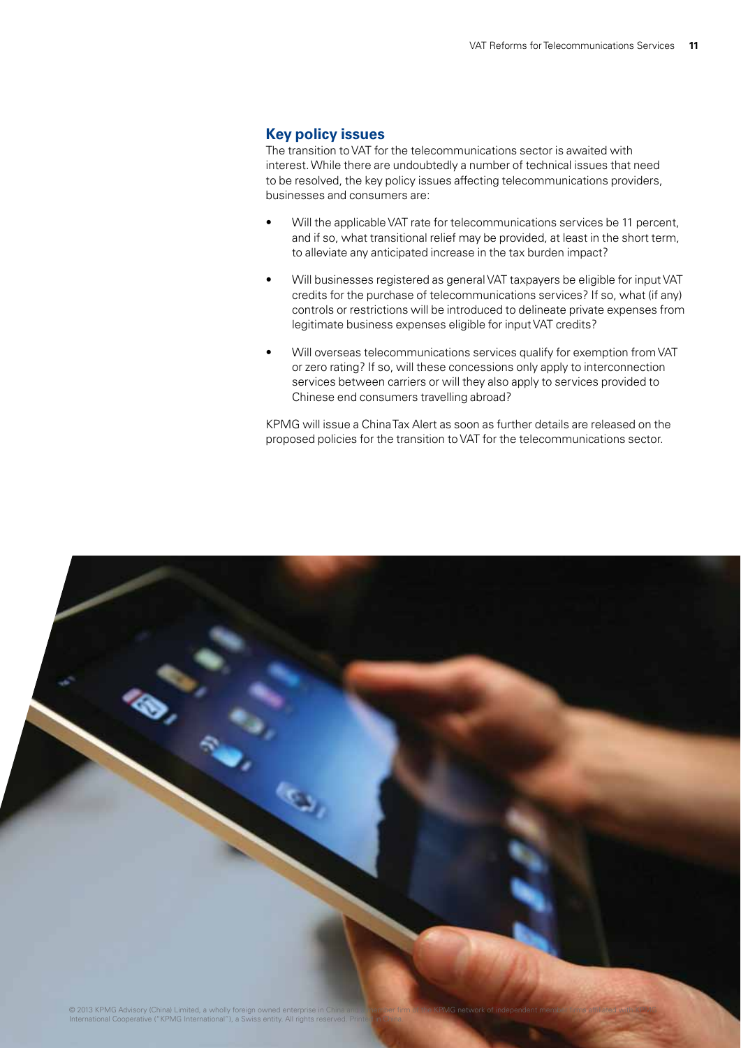## Key policy issues

The transition to VAT for the telecommunications sector is awaited with interest. While there are undoubtedly a number of technical issues that need to be resolved, the key policy issues affecting telecommunications providers, businesses and consumers are:

- Will the applicable VAT rate for telecommunications services be 11 percent, and if so, what transitional relief may be provided, at least in the short term, to alleviate any anticipated increase in the tax burden impact?
- Will businesses registered as general VAT taxpayers be eligible for input VAT credits for the purchase of telecommunications services? If so, what (if any) controls or restrictions will be introduced to delineate private expenses from legitimate business expenses eligible for input VAT credits?
- Will overseas telecommunications services qualify for exemption from VAT or zero rating? If so, will these concessions only apply to interconnection services between carriers or will they also apply to services provided to Chinese end consumers travelling abroad?

KPMG will issue a China Tax Alert as soon as further details are released on the proposed policies for the transition to VAT for the telecommunications sector.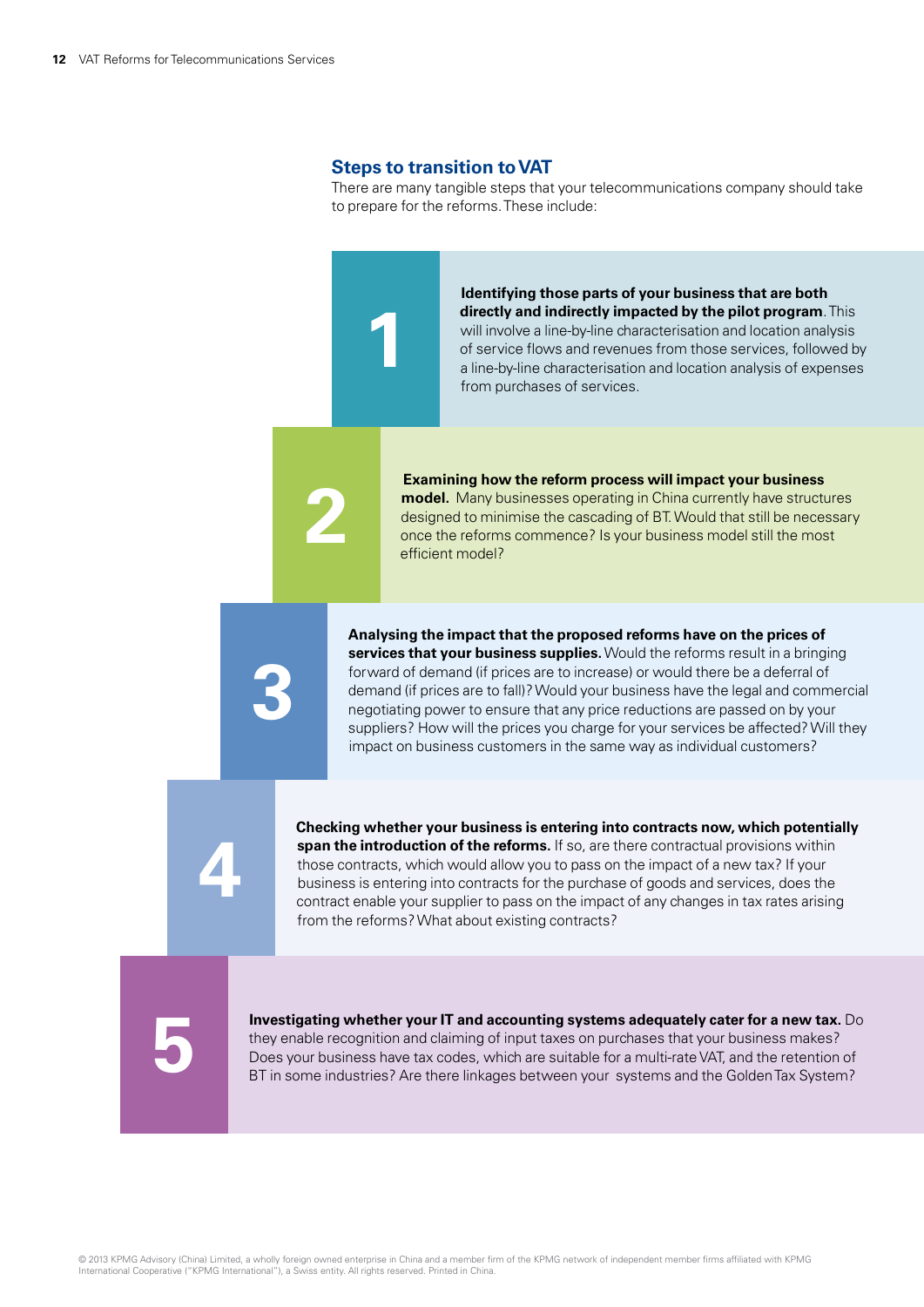## Steps to transition to VAT

There are many tangible steps that your telecommunications company should take to prepare for the reforms. These include:

1. **Identifying those parts of your business that are both directly and indirectly impacted by the pilot program**. This will involve a line-by-line characterisation and location analysis of service flows and revenues from those services, followed by a line-by-line characterisation and location analysis of expenses from purchases of services.

2. **Examining how the reform process will impact your business model.** Many businesses operating in China currently have structures designed to minimise the cascading of BT. Would that still be necessary once the reforms commence? Is your business model still the most efficient model?

3. **Analysing the impact that the proposed reforms have on the prices of services that your business supplies.** Would the reforms result in a bringing forward of demand (if prices are to increase) or would there be a deferral of demand (if prices are to fall)? Would your business have the legal and commercial negotiating power to ensure that any price reductions are passed on by your suppliers? How will the prices you charge for your services be affected? Will they impact on business customers in the same way as individual customers?

4. **Checking whether your business is entering into contracts now, which potentially span the introduction of the reforms.** If so, are there contractual provisions within those contracts, which would allow you to pass on the impact of a new tax? If your business is entering into contracts for the purchase of goods and services, does the contract enable your supplier to pass on the impact of any changes in tax rates arising from the reforms? What about existing contracts?

5. **Investigating whether your IT and accounting systems adequately cater for a new tax.** Do they enable recognition and claiming of input taxes on purchases that your business makes? Does your business have tax codes, which are suitable for a multi-rate VAT, and the retention of BT in some industries? Are there linkages between your systems and the Golden Tax System?

© 2013 KPMG Advisory (China) Limited, a wholly foreign owned enterprise in China and a member firm of the KPMG network of independent member firms affiliated with KPMG International Cooperative ("KPMG International"), a Swiss entity. All rights reserved. Printed in China.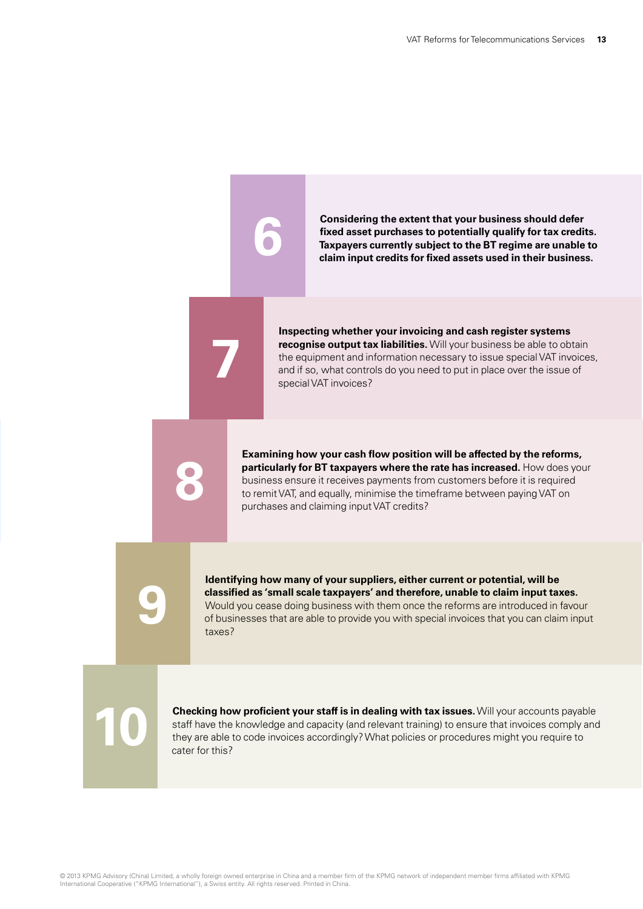6. **Considering the extent that your business should defer fixed asset purchases to potentially qualify for tax credits. Taxpayers currently subject to the BT regime are unable to claim input credits for fixed assets used in their business.**

7. **Inspecting whether your invoicing and cash register systems recognise output tax liabilities.** Will your business be able to obtain the equipment and information necessary to issue special VAT invoices, and if so, what controls do you need to put in place over the issue of special VAT invoices?

8. **Examining how your cash flow position will be affected by the reforms, particularly for BT taxpayers where the rate has increased.** How does your business ensure it receives payments from customers before it is required to remit VAT, and equally, minimise the timeframe between paying VAT on purchases and claiming input VAT credits?

9. **Identifying how many of your suppliers, either current or potential, will be classified as 'small scale taxpayers' and therefore, unable to claim input taxes.** Would you cease doing business with them once the reforms are introduced in favour of businesses that are able to provide you with special invoices that you can claim input taxes?

10. **Checking how proficient your staff is in dealing with tax issues.** Will your accounts payable staff have the knowledge and capacity (and relevant training) to ensure that invoices comply and they are able to code invoices accordingly? What policies or procedures might you require to cater for this?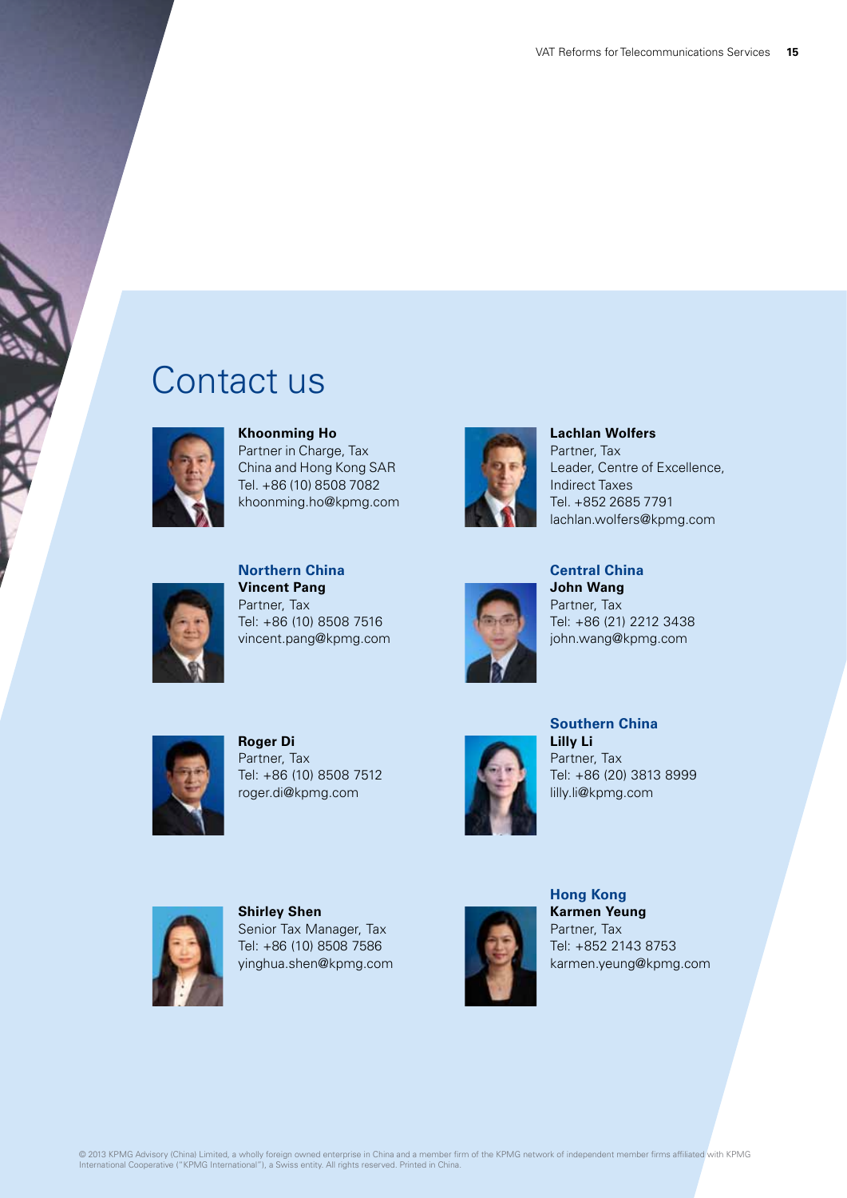# Contact us

**Khoonming Ho**
Partner in Charge, Tax
China and Hong Kong SAR
Tel. +86 (10) 8508 7082
khoonming.ho@kpmg.com

**Lachlan Wolfers**
Partner, Tax
Leader, Centre of Excellence, Indirect Taxes
Tel. +852 2685 7791
lachlan.wolfers@kpmg.com

### Northern China

**Vincent Pang**
Partner, Tax
Tel: +86 (10) 8508 7516
vincent.pang@kpmg.com

**Roger Di**
Partner, Tax
Tel: +86 (10) 8508 7512
roger.di@kpmg.com

**Shirley Shen**
Senior Tax Manager, Tax
Tel: +86 (10) 8508 7586
yinghua.shen@kpmg.com

### Central China

**John Wang**
Partner, Tax
Tel: +86 (21) 2212 3438
john.wang@kpmg.com

### Southern China

**Lilly Li**
Partner, Tax
Tel: +86 (20) 3813 8999
lilly.li@kpmg.com

### Hong Kong

**Karmen Yeung**
Partner, Tax
Tel: +852 2143 8753
karmen.yeung@kpmg.com

© 2013 KPMG Advisory (China) Limited, a wholly foreign owned enterprise in China and a member firm of the KPMG network of independent member firms affiliated with KPMG International Cooperative ("KPMG International"), a Swiss entity. All rights reserved. Printed in China.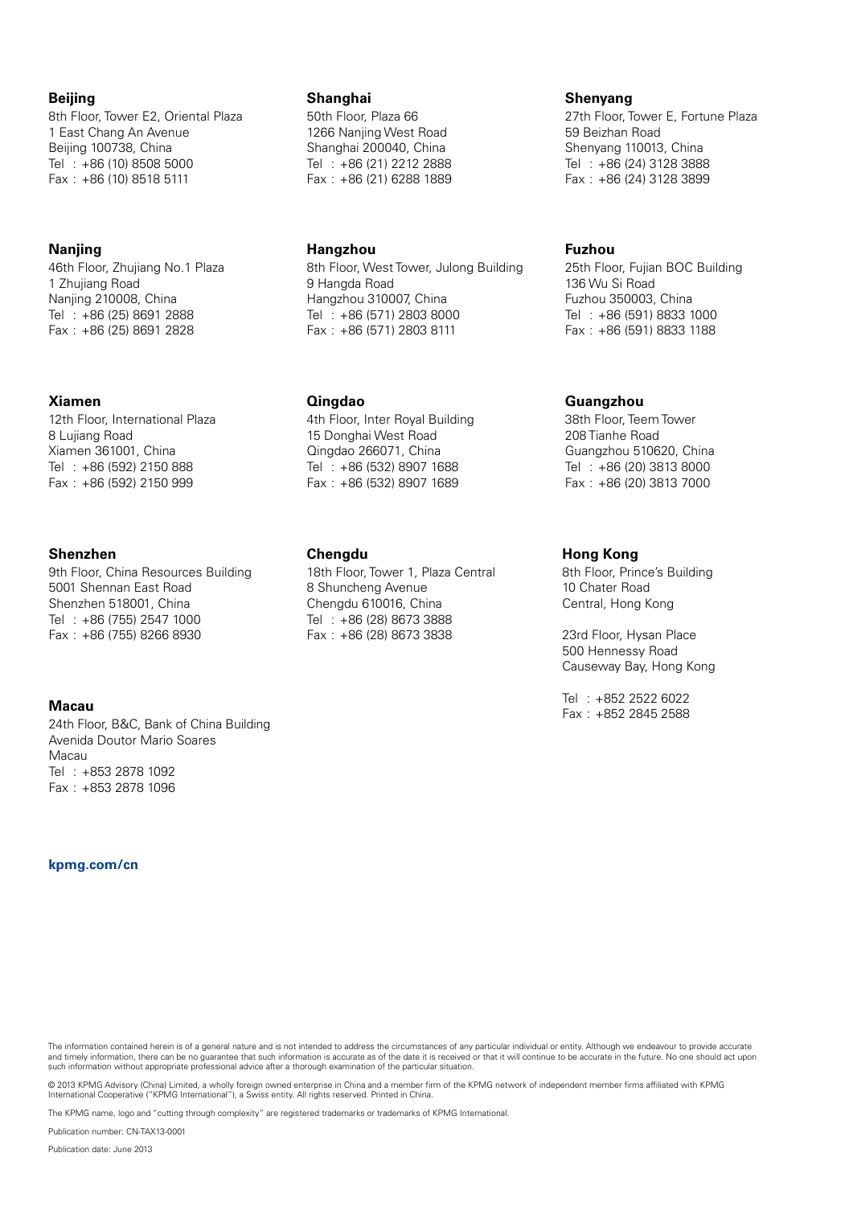**Beijing**
8th Floor, Tower E2, Oriental Plaza
1 East Chang An Avenue
Beijing 100738, China
Tel : +86 (10) 8508 5000
Fax : +86 (10) 8518 5111

**Shanghai**
50th Floor, Plaza 66
1266 Nanjing West Road
Shanghai 200040, China
Tel : +86 (21) 2212 2888
Fax : +86 (21) 6288 1889

**Shenyang**
27th Floor, Tower E, Fortune Plaza
59 Beizhan Road
Shenyang 110013, China
Tel : +86 (24) 3128 3888
Fax : +86 (24) 3128 3899

**Nanjing**
46th Floor, Zhujiang No.1 Plaza
1 Zhujiang Road
Nanjing 210008, China
Tel : +86 (25) 8691 2888
Fax : +86 (25) 8691 2828

**Hangzhou**
8th Floor, West Tower, Julong Building
9 Hangda Road
Hangzhou 310007, China
Tel : +86 (571) 2803 8000
Fax : +86 (571) 2803 8111

**Fuzhou**
25th Floor, Fujian BOC Building
136 Wu Si Road
Fuzhou 350003, China
Tel : +86 (591) 8833 1000
Fax : +86 (591) 8833 1188

**Xiamen**
12th Floor, International Plaza
8 Lujiang Road
Xiamen 361001, China
Tel : +86 (592) 2150 888
Fax : +86 (592) 2150 999

**Qingdao**
4th Floor, Inter Royal Building
15 Donghai West Road
Qingdao 266071, China
Tel : +86 (532) 8907 1688
Fax : +86 (532) 8907 1689

**Guangzhou**
38th Floor, Teem Tower
208 Tianhe Road
Guangzhou 510620, China
Tel : +86 (20) 3813 8000
Fax : +86 (20) 3813 7000

**Shenzhen**
9th Floor, China Resources Building
5001 Shennan East Road
Shenzhen 518001, China
Tel : +86 (755) 2547 1000
Fax : +86 (755) 8266 8930

**Chengdu**
18th Floor, Tower 1, Plaza Central
8 Shuncheng Avenue
Chengdu 610016, China
Tel : +86 (28) 8673 3888
Fax : +86 (28) 8673 3838

**Hong Kong**
8th Floor, Prince's Building
10 Chater Road
Central, Hong Kong

23rd Floor, Hysan Place
500 Hennessy Road
Causeway Bay, Hong Kong

Tel : +852 2522 6022
Fax : +852 2845 2588

**Macau**
24th Floor, B&C, Bank of China Building
Avenida Doutor Mario Soares
Macau
Tel : +853 2878 1092
Fax : +853 2878 1096

**kpmg.com/cn**

The information contained herein is of a general nature and is not intended to address the circumstances of any particular individual or entity. Although we endeavour to provide accurate and timely information, there can be no guarantee that such information is accurate as of the date it is received or that it will continue to be accurate in the future. No one should act upon such information without appropriate professional advice after a thorough examination of the particular situation.

© 2013 KPMG Advisory (China) Limited, a wholly foreign owned enterprise in China and a member firm of the KPMG network of independent member firms affiliated with KPMG International Cooperative ("KPMG International"), a Swiss entity. All rights reserved. Printed in China.

The KPMG name, logo and "cutting through complexity" are registered trademarks or trademarks of KPMG International.

Publication number: CN-TAX13-0001

Publication date: June 2013